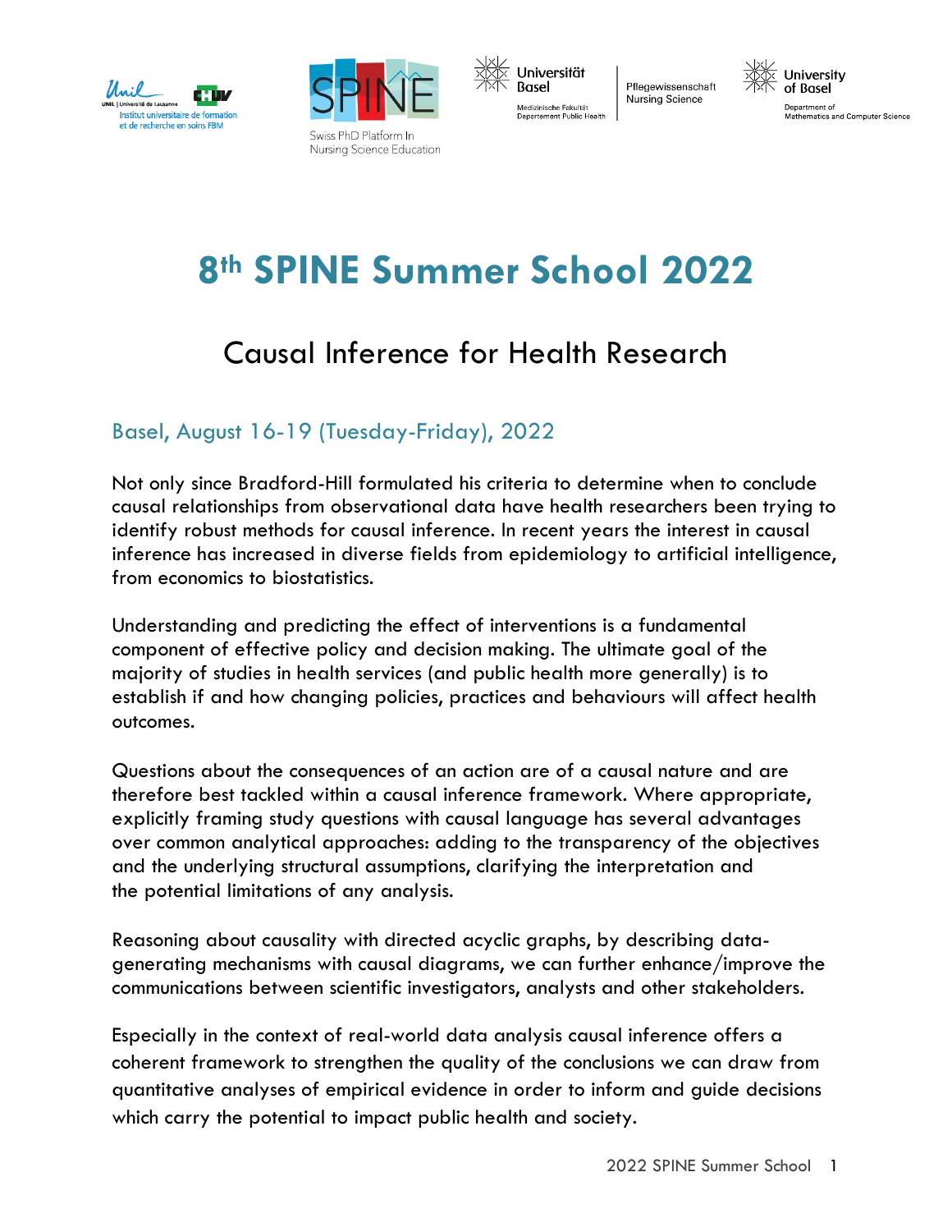# 8th SPINE Summer School 2022

## Causal Inference for Health Research

### Basel, August 16-19 (Tuesday-Friday), 2022

Not only since Bradford-Hill formulated his criteria to determine when to conclude causal relationships from observational data have health researchers been trying to identify robust methods for causal inference. In recent years the interest in causal inference has increased in diverse fields from epidemiology to artificial intelligence, from economics to biostatistics.

Understanding and predicting the effect of interventions is a fundamental component of effective policy and decision making. The ultimate goal of the majority of studies in health services (and public health more generally) is to establish if and how changing policies, practices and behaviours will affect health outcomes.

Questions about the consequences of an action are of a causal nature and are therefore best tackled within a causal inference framework. Where appropriate, explicitly framing study questions with causal language has several advantages over common analytical approaches: adding to the transparency of the objectives and the underlying structural assumptions, clarifying the interpretation and the potential limitations of any analysis.

Reasoning about causality with directed acyclic graphs, by describing data-generating mechanisms with causal diagrams, we can further enhance/improve the communications between scientific investigators, analysts and other stakeholders.

Especially in the context of real-world data analysis causal inference offers a coherent framework to strengthen the quality of the conclusions we can draw from quantitative analyses of empirical evidence in order to inform and guide decisions which carry the potential to impact public health and society.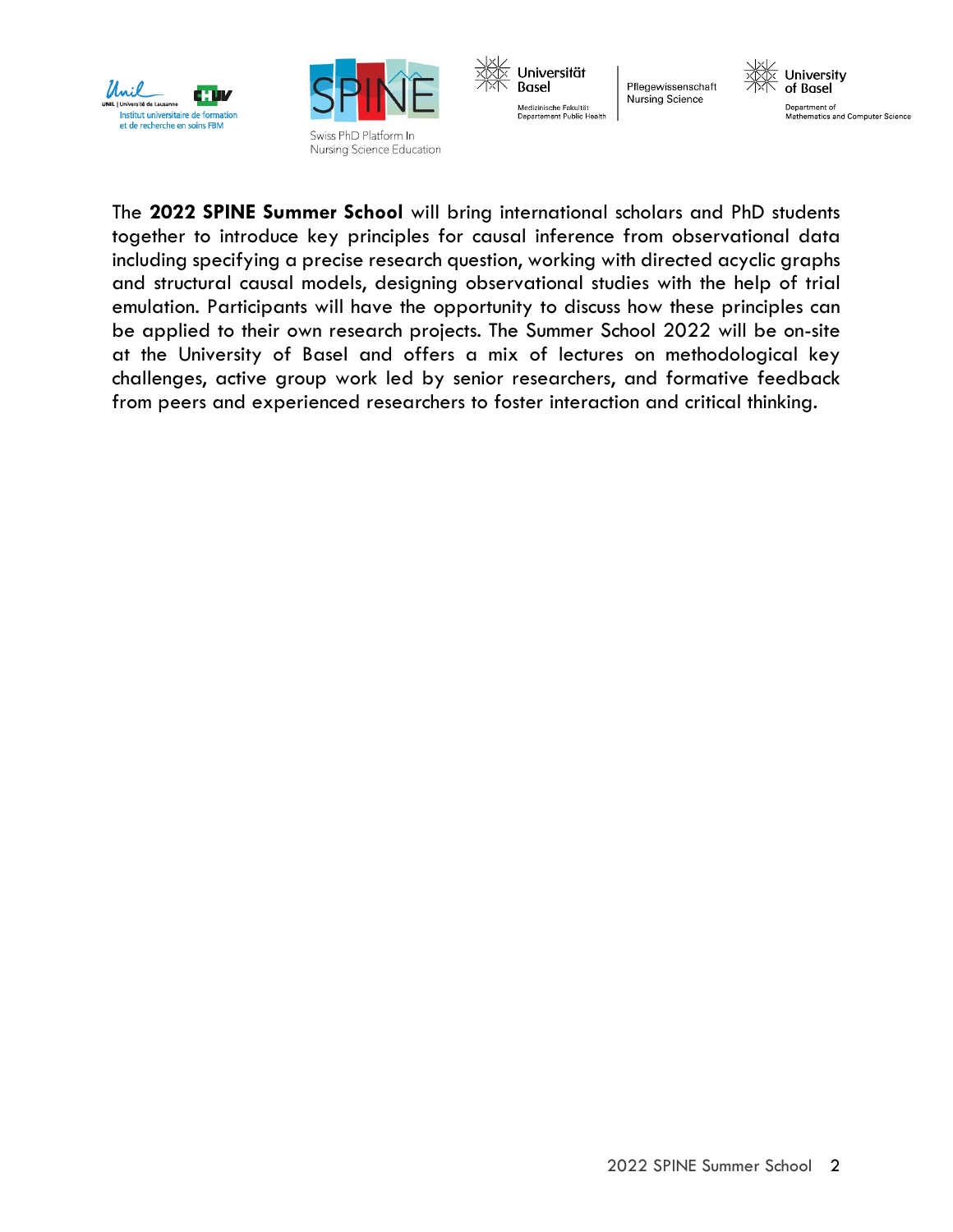The **2022 SPINE Summer School** will bring international scholars and PhD students together to introduce key principles for causal inference from observational data including specifying a precise research question, working with directed acyclic graphs and structural causal models, designing observational studies with the help of trial emulation. Participants will have the opportunity to discuss how these principles can be applied to their own research projects. The Summer School 2022 will be on-site at the University of Basel and offers a mix of lectures on methodological key challenges, active group work led by senior researchers, and formative feedback from peers and experienced researchers to foster interaction and critical thinking.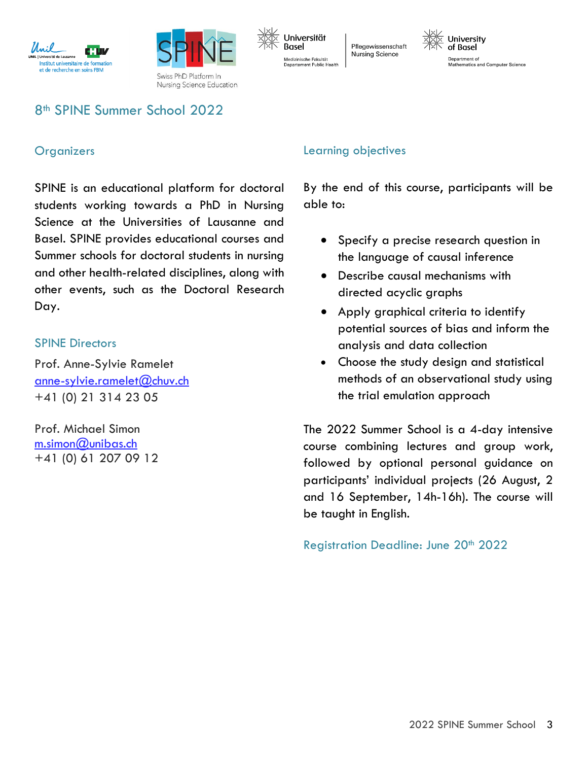# 8th SPINE Summer School 2022

## Organizers

SPINE is an educational platform for doctoral students working towards a PhD in Nursing Science at the Universities of Lausanne and Basel. SPINE provides educational courses and Summer schools for doctoral students in nursing and other health-related disciplines, along with other events, such as the Doctoral Research Day.

### SPINE Directors

Prof. Anne-Sylvie Ramelet
anne-sylvie.ramelet@chuv.ch
+41 (0) 21 314 23 05

Prof. Michael Simon
m.simon@unibas.ch
+41 (0) 61 207 09 12

## Learning objectives

By the end of this course, participants will be able to:

- Specify a precise research question in the language of causal inference
- Describe causal mechanisms with directed acyclic graphs
- Apply graphical criteria to identify potential sources of bias and inform the analysis and data collection
- Choose the study design and statistical methods of an observational study using the trial emulation approach

The 2022 Summer School is a 4-day intensive course combining lectures and group work, followed by optional personal guidance on participants' individual projects (26 August, 2 and 16 September, 14h-16h). The course will be taught in English.

### Registration Deadline: June 20th 2022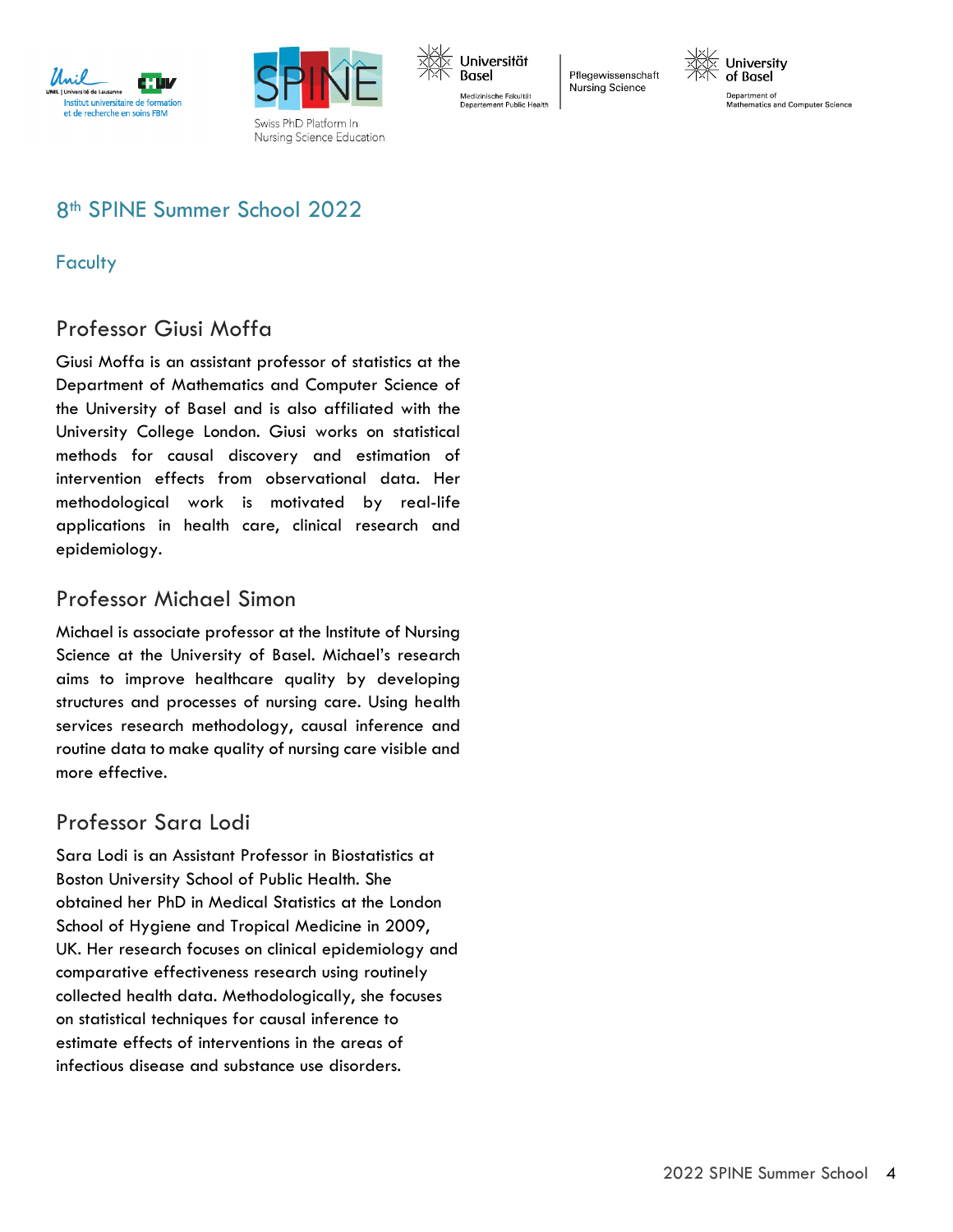# 8th SPINE Summer School 2022

## Faculty

### Professor Giusi Moffa

Giusi Moffa is an assistant professor of statistics at the Department of Mathematics and Computer Science of the University of Basel and is also affiliated with the University College London. Giusi works on statistical methods for causal discovery and estimation of intervention effects from observational data. Her methodological work is motivated by real-life applications in health care, clinical research and epidemiology.

### Professor Michael Simon

Michael is associate professor at the Institute of Nursing Science at the University of Basel. Michael's research aims to improve healthcare quality by developing structures and processes of nursing care. Using health services research methodology, causal inference and routine data to make quality of nursing care visible and more effective.

### Professor Sara Lodi

Sara Lodi is an Assistant Professor in Biostatistics at Boston University School of Public Health. She obtained her PhD in Medical Statistics at the London School of Hygiene and Tropical Medicine in 2009, UK. Her research focuses on clinical epidemiology and comparative effectiveness research using routinely collected health data. Methodologically, she focuses on statistical techniques for causal inference to estimate effects of interventions in the areas of infectious disease and substance use disorders.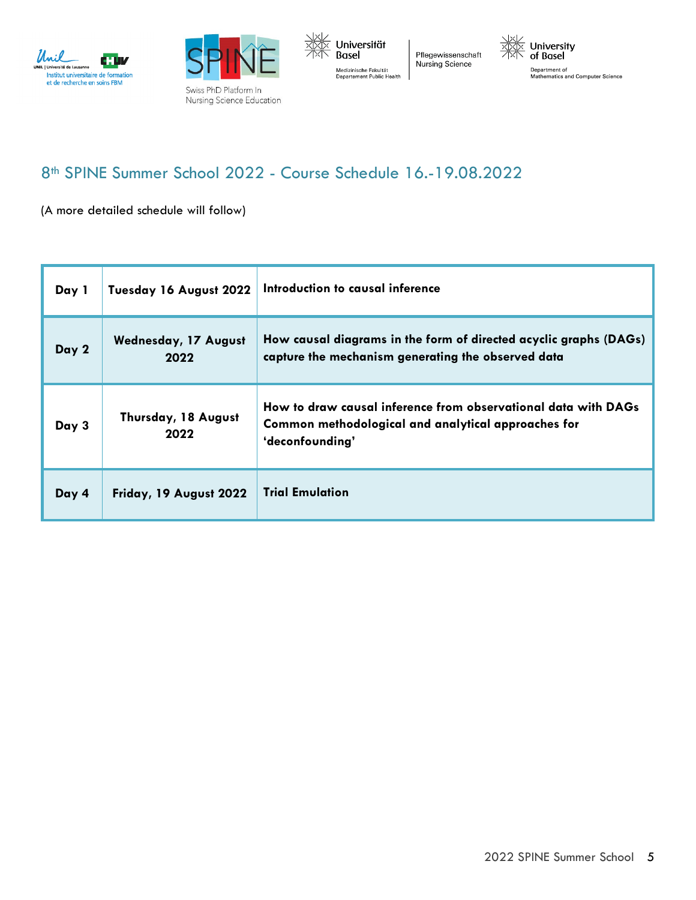## 8th SPINE Summer School 2022 - Course Schedule 16.-19.08.2022

(A more detailed schedule will follow)

| | | |
|---|---|---|
| **Day 1** | **Tuesday 16 August 2022** | **Introduction to causal inference** |
| **Day 2** | **Wednesday, 17 August 2022** | **How causal diagrams in the form of directed acyclic graphs (DAGs) capture the mechanism generating the observed data** |
| **Day 3** | **Thursday, 18 August 2022** | **How to draw causal inference from observational data with DAGs**<br>**Common methodological and analytical approaches for 'deconfounding'** |
| **Day 4** | **Friday, 19 August 2022** | **Trial Emulation** |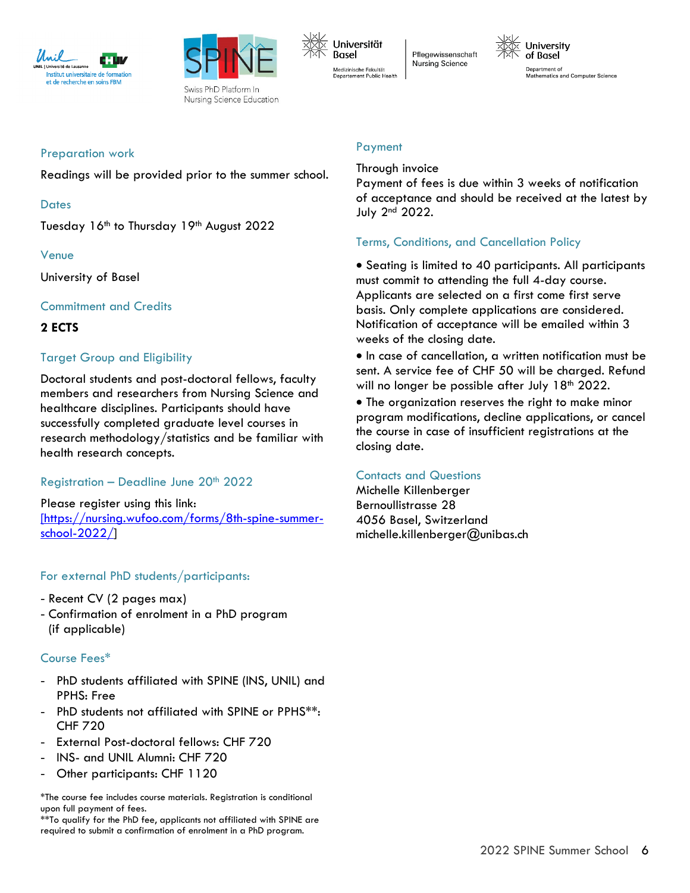## Preparation work

Readings will be provided prior to the summer school.

## Dates

Tuesday 16th to Thursday 19th August 2022

## Venue

University of Basel

## Commitment and Credits

**2 ECTS**

## Target Group and Eligibility

Doctoral students and post-doctoral fellows, faculty members and researchers from Nursing Science and healthcare disciplines. Participants should have successfully completed graduate level courses in research methodology/statistics and be familiar with health research concepts.

## Registration – Deadline June 20th 2022

Please register using this link: [https://nursing.wufoo.com/forms/8th-spine-summer-school-2022/]

## For external PhD students/participants:

- Recent CV (2 pages max)
- Confirmation of enrolment in a PhD program (if applicable)

## Course Fees*

- PhD students affiliated with SPINE (INS, UNIL) and PPHS: Free
- PhD students not affiliated with SPINE or PPHS**: CHF 720
- External Post-doctoral fellows: CHF 720
- INS- and UNIL Alumni: CHF 720
- Other participants: CHF 1120

*The course fee includes course materials. Registration is conditional upon full payment of fees.
**To qualify for the PhD fee, applicants not affiliated with SPINE are required to submit a confirmation of enrolment in a PhD program.

## Payment

Through invoice
Payment of fees is due within 3 weeks of notification of acceptance and should be received at the latest by July 2nd 2022.

## Terms, Conditions, and Cancellation Policy

- Seating is limited to 40 participants. All participants must commit to attending the full 4-day course. Applicants are selected on a first come first serve basis. Only complete applications are considered. Notification of acceptance will be emailed within 3 weeks of the closing date.
- In case of cancellation, a written notification must be sent. A service fee of CHF 50 will be charged. Refund will no longer be possible after July 18th 2022.
- The organization reserves the right to make minor program modifications, decline applications, or cancel the course in case of insufficient registrations at the closing date.

## Contacts and Questions

Michelle Killenberger
Bernoullistrasse 28
4056 Basel, Switzerland
michelle.killenberger@unibas.ch